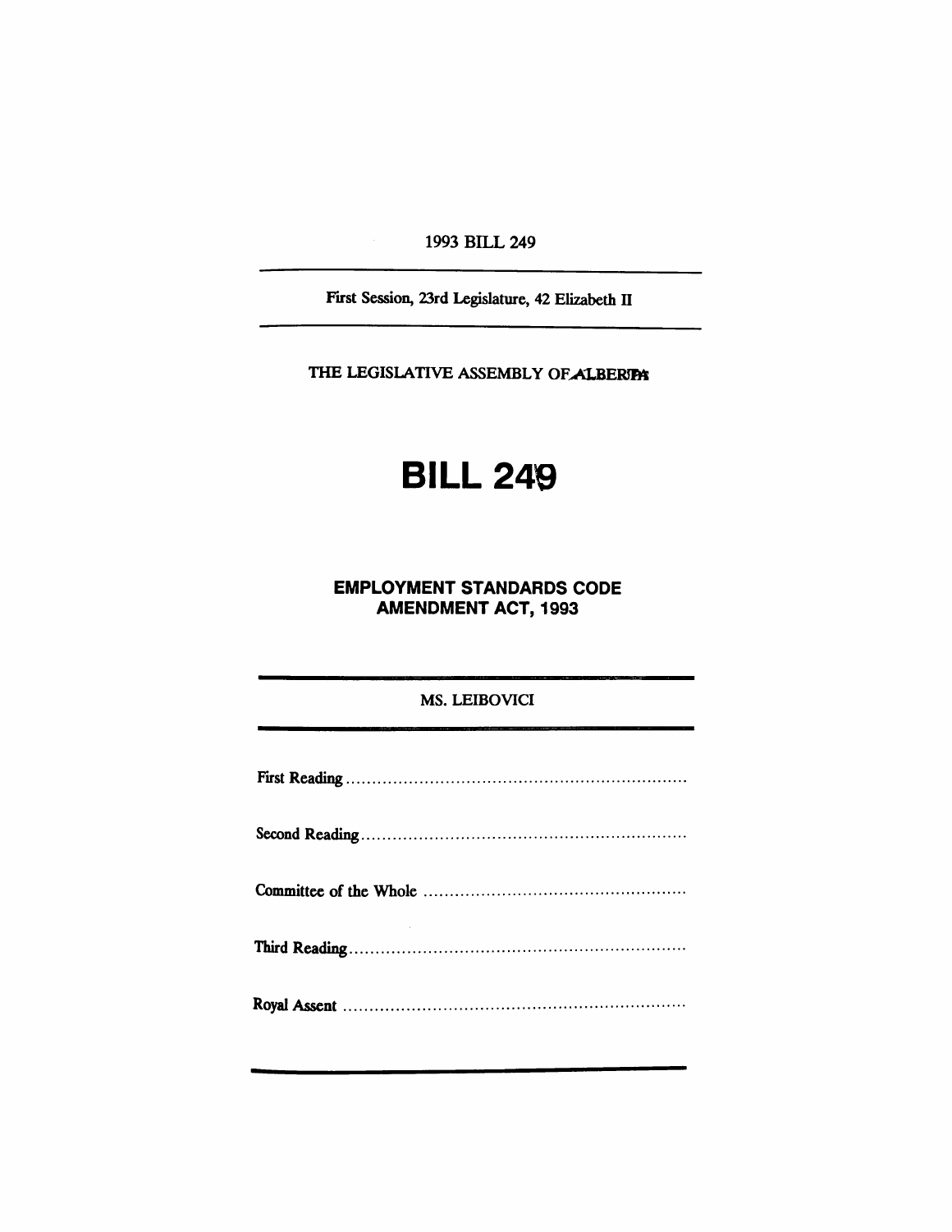1993 BILL 249

First Session, 23rd Legislature, 42 Elizabeth II

THE LEGISLATIVE ASSEMBLY OF ALBERTA

# BILL 249

## EMPLOYMENT STANDARDS CODE AMENDMENT ACT, 1993

MS. LEIBOVICI

First Reading ..................................................................

Second Reading ..............................................................

Committee of the Whole ..................................................

Third Reading ................................................................

Royal Assent .................................................................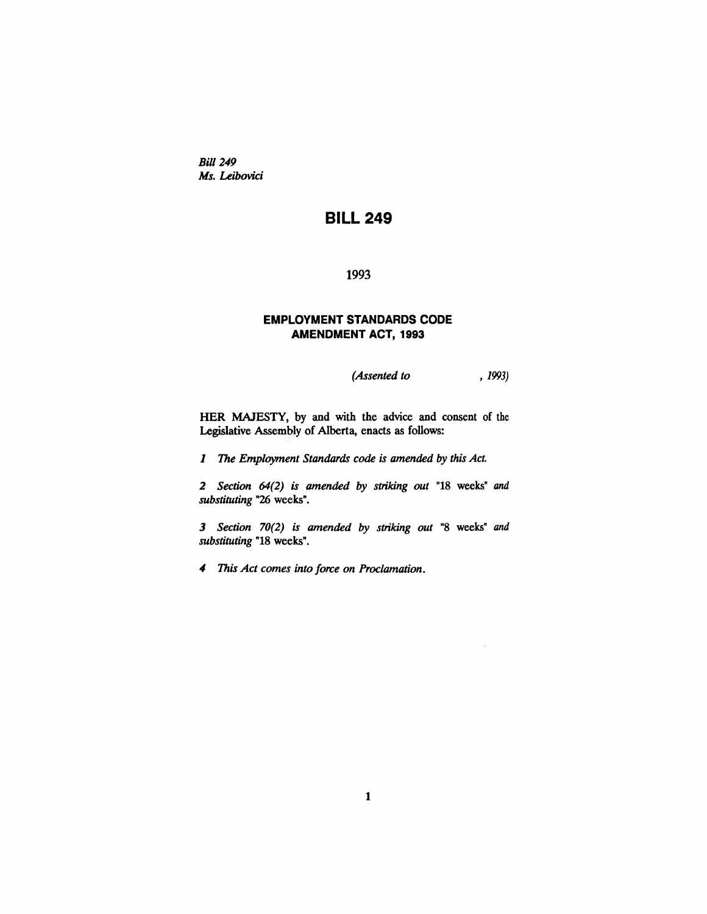*Bill 249*
*Ms. Leibovici*

# BILL 249

1993

## EMPLOYMENT STANDARDS CODE AMENDMENT ACT, 1993

*(Assented to , 1993)*

HER MAJESTY, by and with the advice and consent of the Legislative Assembly of Alberta, enacts as follows:

*1 The Employment Standards code is amended by this Act.*

*2 Section 64(2) is amended by striking out* "18 weeks" *and substituting* "26 weeks".

*3 Section 70(2) is amended by striking out* "8 weeks" *and substituting* "18 weeks".

*4 This Act comes into force on Proclamation.*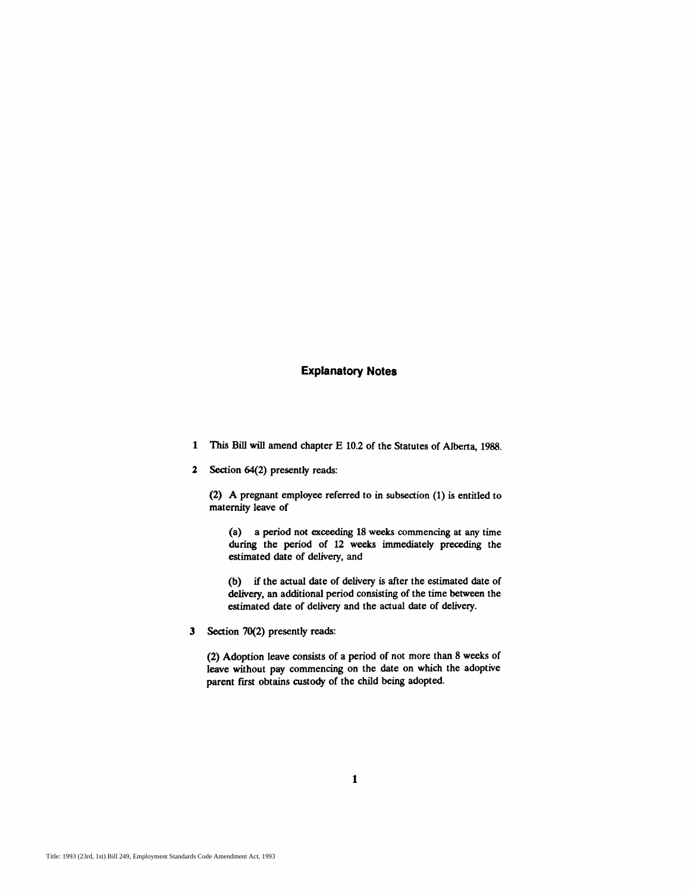## Explanatory Notes

**1** This Bill will amend chapter E 10.2 of the Statutes of Alberta, 1988.

**2** Section 64(2) presently reads:

(2) A pregnant employee referred to in subsection (1) is entitled to maternity leave of

(a) a period not exceeding 18 weeks commencing at any time during the period of 12 weeks immediately preceding the estimated date of delivery, and

(b) if the actual date of delivery is after the estimated date of delivery, an additional period consisting of the time between the estimated date of delivery and the actual date of delivery.

**3** Section 70(2) presently reads:

(2) Adoption leave consists of a period of not more than 8 weeks of leave without pay commencing on the date on which the adoptive parent first obtains custody of the child being adopted.